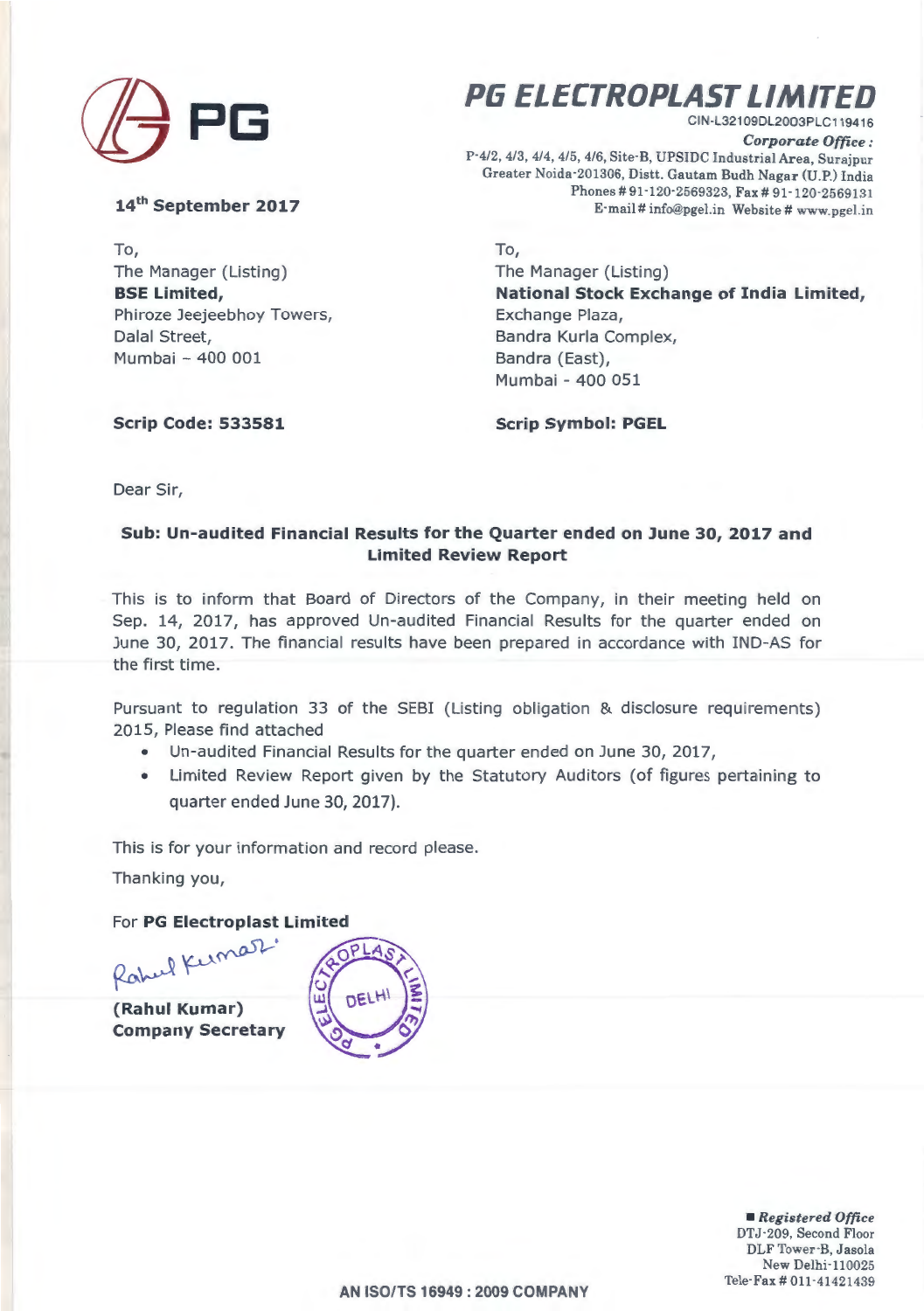# PG ELECTROPLAST LIMITED

CIN-L32109DL2003PLC119416

***Corporate Office :***
P-4/2, 4/3, 4/4, 4/5, 4/6, Site-B, UPSIDC Industrial Area, Surajpur
Greater Noida-201306, Distt. Gautam Budh Nagar (U.P.) India
Phones # 91-120-2569323, Fax # 91-120-2569131
E-mail # info@pgel.in Website # www.pgel.in

**14th September 2017**

To,
The Manager (Listing)
**BSE Limited,**
Phiroze Jeejeebhoy Towers,
Dalal Street,
Mumbai – 400 001

**Scrip Code: 533581**

To,
The Manager (Listing)
**National Stock Exchange of India Limited,**
Exchange Plaza,
Bandra Kurla Complex,
Bandra (East),
Mumbai - 400 051

**Scrip Symbol: PGEL**

Dear Sir,

**Sub: Un-audited Financial Results for the Quarter ended on June 30, 2017 and Limited Review Report**

This is to inform that Board of Directors of the Company, in their meeting held on Sep. 14, 2017, has approved Un-audited Financial Results for the quarter ended on June 30, 2017. The financial results have been prepared in accordance with IND-AS for the first time.

Pursuant to regulation 33 of the SEBI (Listing obligation & disclosure requirements) 2015, Please find attached

- Un-audited Financial Results for the quarter ended on June 30, 2017,
- Limited Review Report given by the Statutory Auditors (of figures pertaining to quarter ended June 30, 2017).

This is for your information and record please.

Thanking you,

For **PG Electroplast Limited**

Rahul Kumar

**(Rahul Kumar)**
**Company Secretary**

***Registered Office***
DTJ-209, Second Floor
DLF Tower-B, Jasola
New Delhi-110025
Tele-Fax # 011-41421439

AN ISO/TS 16949 : 2009 COMPANY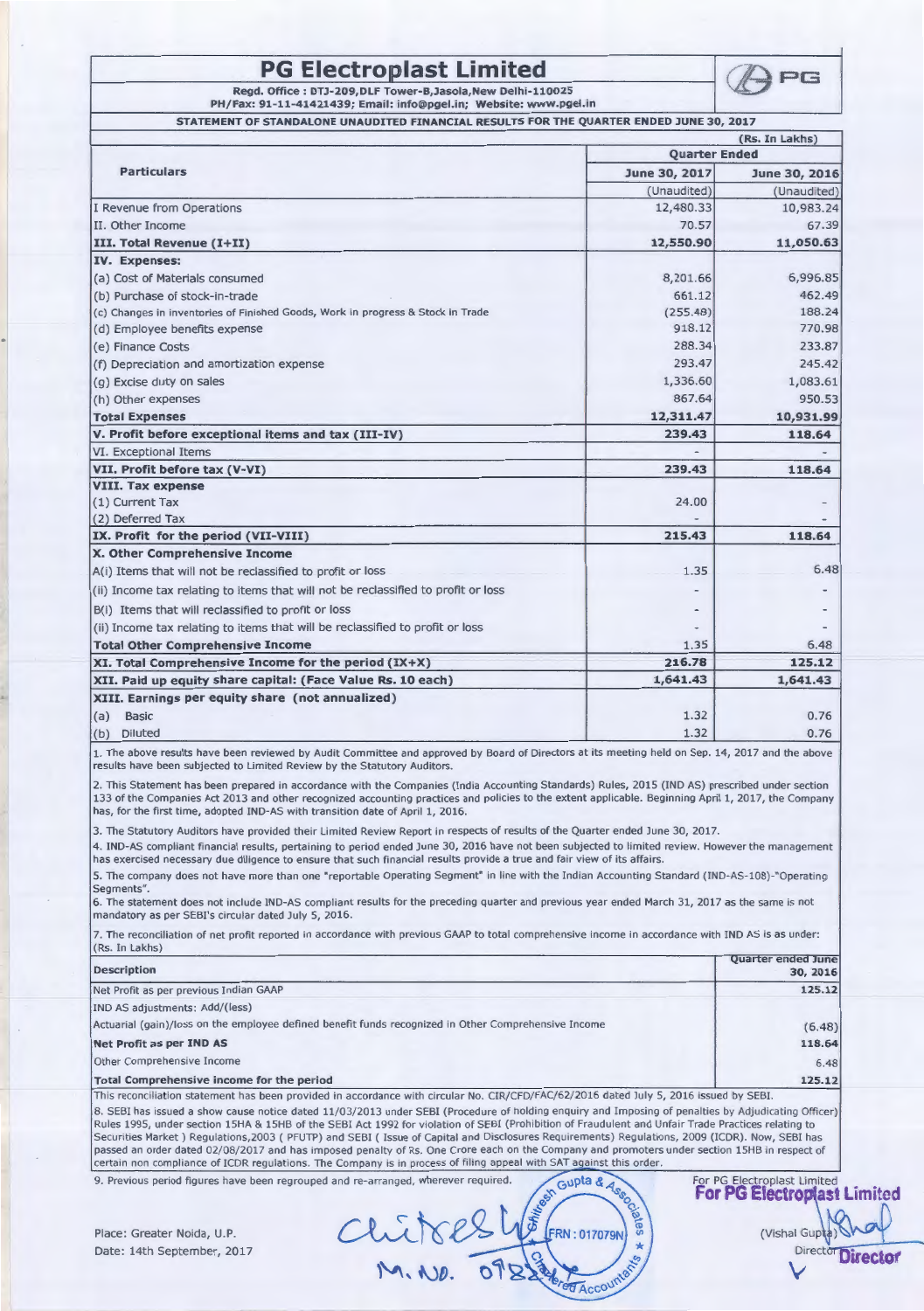# PG Electroplast Limited

Regd. Office : DTJ-209,DLF Tower-B,Jasola,New Delhi-110025
PH/Fax: 91-11-41421439; Email: info@pgel.in; Website: www.pgel.in

## STATEMENT OF STANDALONE UNAUDITED FINANCIAL RESULTS FOR THE QUARTER ENDED JUNE 30, 2017

(Rs. In Lakhs)

| Particulars | Quarter Ended | |
|---|---|---|
| | June 30, 2017 | June 30, 2016 |
| | (Unaudited) | (Unaudited) |
| I Revenue from Operations | 12,480.33 | 10,983.24 |
| II. Other Income | 70.57 | 67.39 |
| **III. Total Revenue (I+II)** | **12,550.90** | **11,050.63** |
| **IV. Expenses:** | | |
| (a) Cost of Materials consumed | 8,201.66 | 6,996.85 |
| (b) Purchase of stock-in-trade | 661.12 | 462.49 |
| (c) Changes in inventories of Finished Goods, Work in progress & Stock in Trade | (255.48) | 188.24 |
| (d) Employee benefits expense | 918.12 | 770.98 |
| (e) Finance Costs | 288.34 | 233.87 |
| (f) Depreciation and amortization expense | 293.47 | 245.42 |
| (g) Excise duty on sales | 1,336.60 | 1,083.61 |
| (h) Other expenses | 867.64 | 950.53 |
| **Total Expenses** | **12,311.47** | **10,931.99** |
| **V. Profit before exceptional items and tax (III-IV)** | **239.43** | **118.64** |
| VI. Exceptional Items | - | - |
| **VII. Profit before tax (V-VI)** | **239.43** | **118.64** |
| **VIII. Tax expense** | | |
| (1) Current Tax | 24.00 | - |
| (2) Deferred Tax | - | - |
| **IX. Profit for the period (VII-VIII)** | **215.43** | **118.64** |
| **X. Other Comprehensive Income** | | |
| A(i) Items that will not be reclassified to profit or loss | 1.35 | 6.48 |
| (ii) Income tax relating to items that will not be reclassified to profit or loss | - | - |
| B(i) Items that will reclassified to profit or loss | - | - |
| (ii) Income tax relating to items that will be reclassified to profit or loss | - | - |
| **Total Other Comprehensive Income** | 1.35 | 6.48 |
| **XI. Total Comprehensive Income for the period (IX+X)** | **216.78** | **125.12** |
| **XII. Paid up equity share capital: (Face Value Rs. 10 each)** | **1,641.43** | **1,641.43** |
| **XIII. Earnings per equity share (not annualized)** | | |
| (a) Basic | 1.32 | 0.76 |
| (b) Diluted | 1.32 | 0.76 |

1. The above results have been reviewed by Audit Committee and approved by Board of Directors at its meeting held on Sep. 14, 2017 and the above results have been subjected to Limited Review by the Statutory Auditors.

2. This Statement has been prepared in accordance with the Companies (India Accounting Standards) Rules, 2015 (IND AS) prescribed under section 133 of the Companies Act 2013 and other recognized accounting practices and policies to the extent applicable. Beginning April 1, 2017, the Company has, for the first time, adopted IND-AS with transition date of April 1, 2016.

3. The Statutory Auditors have provided their Limited Review Report in respects of results of the Quarter ended June 30, 2017.

4. IND-AS compliant financial results, pertaining to period ended June 30, 2016 have not been subjected to limited review. However the management has exercised necessary due diligence to ensure that such financial results provide a true and fair view of its affairs.

5. The company does not have more than one "reportable Operating Segment" in line with the Indian Accounting Standard (IND-AS-108)-"Operating Segments".

6. The statement does not include IND-AS compliant results for the preceding quarter and previous year ended March 31, 2017 as the same is not mandatory as per SEBI's circular dated July 5, 2016.

7. The reconciliation of net profit reported in accordance with previous GAAP to total comprehensive income in accordance with IND AS is as under: (Rs. In Lakhs)

| Description | Quarter ended June 30, 2016 |
|---|---|
| Net Profit as per previous Indian GAAP | 125.12 |
| IND AS adjustments: Add/(less) | |
| Actuarial (gain)/loss on the employee defined benefit funds recognized in Other Comprehensive Income | (6.48) |
| **Net Profit as per IND AS** | 118.64 |
| Other Comprehensive Income | 6.48 |
| **Total Comprehensive income for the period** | 125.12 |

This reconciliation statement has been provided in accordance with circular No. CIR/CFD/FAC/62/2016 dated July 5, 2016 issued by SEBI.

8. SEBI has issued a show cause notice dated 11/03/2013 under SEBI (Procedure of holding enquiry and Imposing of penalties by Adjudicating Officer) Rules 1995, under section 15HA & 15HB of the SEBI Act 1992 for violation of SEBI (Prohibition of Fraudulent and Unfair Trade Practices relating to Securities Market ) Regulations,2003 ( PFUTP) and SEBI ( Issue of Capital and Disclosures Requirements) Regulations, 2009 (ICDR). Now, SEBI has passed an order dated 02/08/2017 and has imposed penalty of Rs. One Crore each on the Company and promoters under section 15HB in respect of certain non compliance of ICDR regulations. The Company is in process of filing appeal with SAT against this order.

9. Previous period figures have been regrouped and re-arranged, wherever required.

Place: Greater Noida, U.P.
Date: 14th September, 2017

For PG Electroplast Limited

(Vishal Gupta)
Director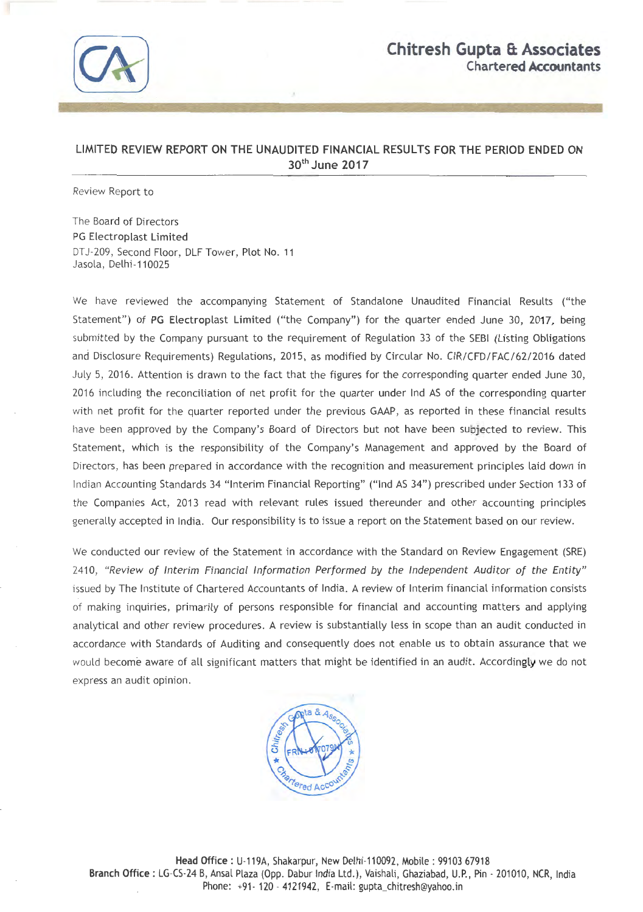**Chitresh Gupta & Associates**
Chartered Accountants

## LIMITED REVIEW REPORT ON THE UNAUDITED FINANCIAL RESULTS FOR THE PERIOD ENDED ON 30th June 2017

Review Report to

The Board of Directors
**PG Electroplast Limited**
DTJ-209, Second Floor, DLF Tower, Plot No. 11
Jasola, Delhi-110025

We have reviewed the accompanying Statement of Standalone Unaudited Financial Results ("the Statement") of **PG Electroplast Limited** ("the Company") for the quarter ended June 30, 2017, being submitted by the Company pursuant to the requirement of Regulation 33 of the SEBI (Listing Obligations and Disclosure Requirements) Regulations, 2015, as modified by Circular No. CIR/CFD/FAC/62/2016 dated July 5, 2016. Attention is drawn to the fact that the figures for the corresponding quarter ended June 30, 2016 including the reconciliation of net profit for the quarter under Ind AS of the corresponding quarter with net profit for the quarter reported under the previous GAAP, as reported in these financial results have been approved by the Company's Board of Directors but not have been subjected to review. This Statement, which is the responsibility of the Company's Management and approved by the Board of Directors, has been prepared in accordance with the recognition and measurement principles laid down in Indian Accounting Standards 34 "Interim Financial Reporting" ("Ind AS 34") prescribed under Section 133 of the Companies Act, 2013 read with relevant rules issued thereunder and other accounting principles generally accepted in India. Our responsibility is to issue a report on the Statement based on our review.

We conducted our review of the Statement in accordance with the Standard on Review Engagement (SRE) 2410, *"Review of Interim Financial Information Performed by the Independent Auditor of the Entity"* issued by The Institute of Chartered Accountants of India. A review of Interim financial information consists of making inquiries, primarily of persons responsible for financial and accounting matters and applying analytical and other review procedures. A review is substantially less in scope than an audit conducted in accordance with Standards of Auditing and consequently does not enable us to obtain assurance that we would become aware of all significant matters that might be identified in an audit. Accordingly we do not express an audit opinion.

**Head Office :** U-119A, Shakarpur, New Delhi-110092, Mobile : 99103 67918
**Branch Office :** LG-CS-24 B, Ansal Plaza (Opp. Dabur India Ltd.), Vaishali, Ghaziabad, U.P., Pin - 201010, NCR, India
Phone: +91- 120 - 4121942, E-mail: gupta_chitresh@yahoo.in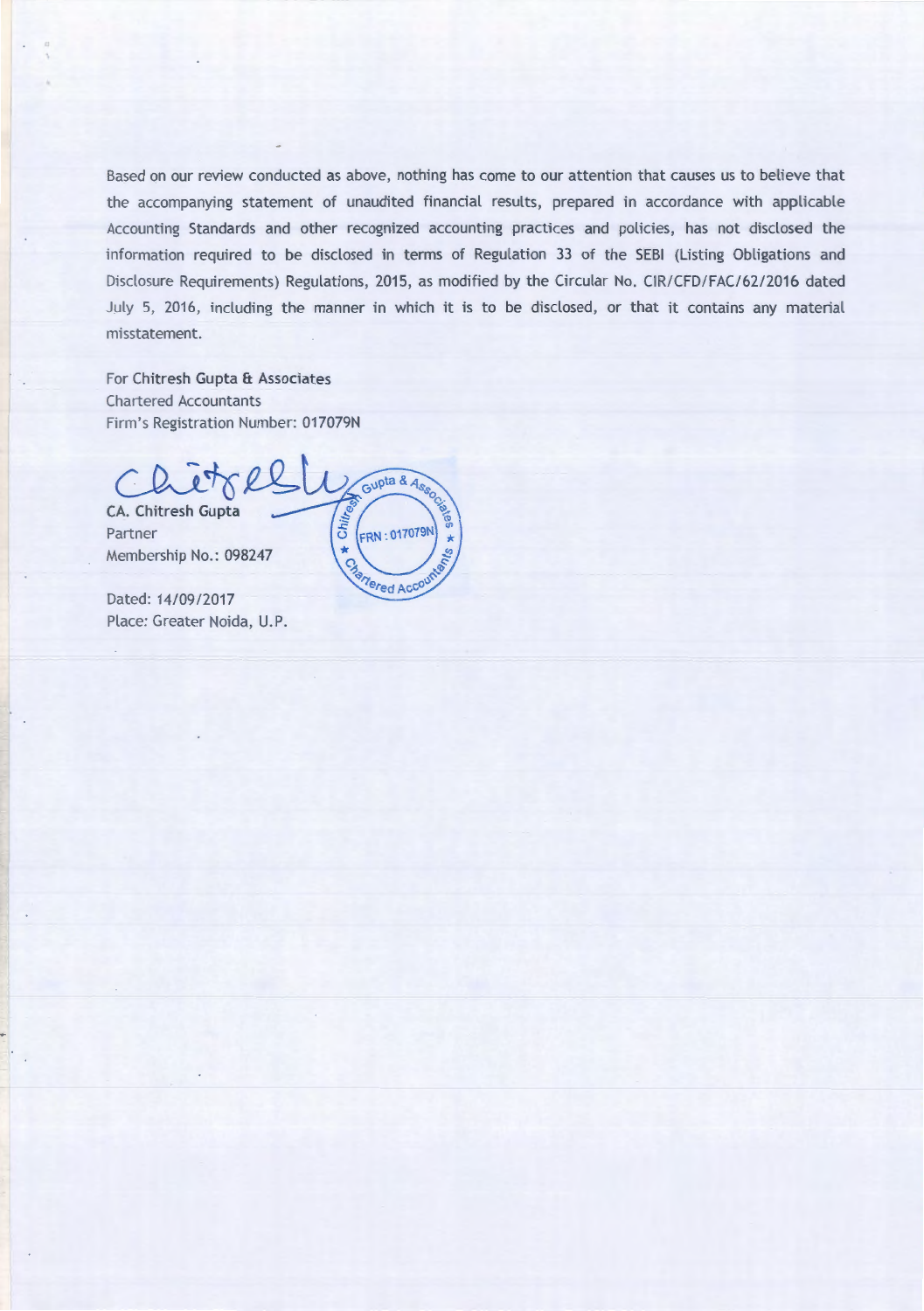Based on our review conducted as above, nothing has come to our attention that causes us to believe that the accompanying statement of unaudited financial results, prepared in accordance with applicable Accounting Standards and other recognized accounting practices and policies, has not disclosed the information required to be disclosed in terms of Regulation 33 of the SEBI (Listing Obligations and Disclosure Requirements) Regulations, 2015, as modified by the Circular No. CIR/CFD/FAC/62/2016 dated July 5, 2016, including the manner in which it is to be disclosed, or that it contains any material misstatement.

For **Chitresh Gupta & Associates**
Chartered Accountants
Firm's Registration Number: 017079N

**CA. Chitresh Gupta**
Partner
Membership No.: 098247

Dated: 14/09/2017
Place: Greater Noida, U.P.